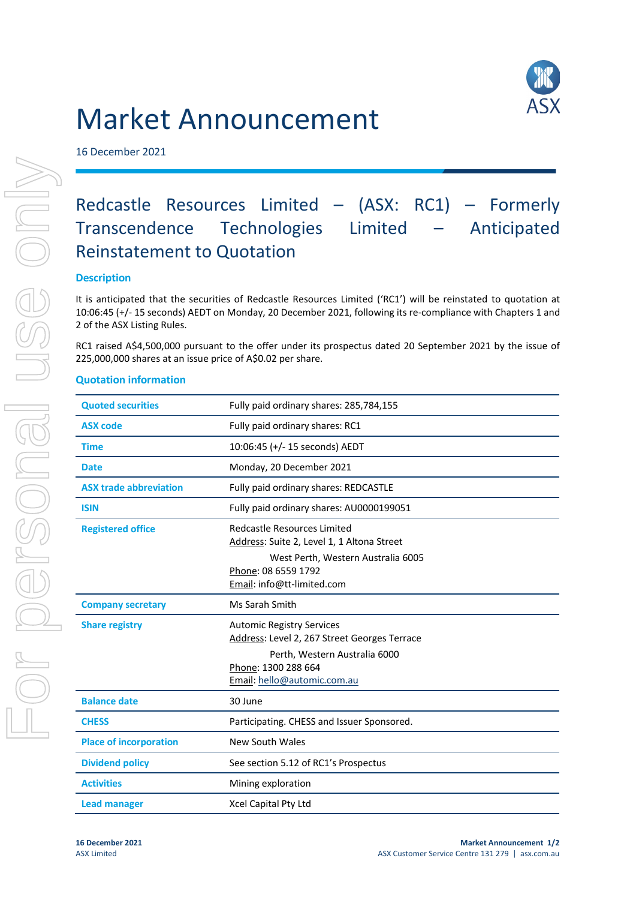# Market Announcement

16 December 2021

## Redcastle Resources Limited – (ASX: RC1) – Formerly Transcendence Technologies Limited – Anticipated Reinstatement to Quotation

### Description

It is anticipated that the securities of Redcastle Resources Limited ('RC1') will be reinstated to quotation at 10:06:45 (+/- 15 seconds) AEDT on Monday, 20 December 2021, following its re-compliance with Chapters 1 and 2 of the ASX Listing Rules.

RC1 raised A$4,500,000 pursuant to the offer under its prospectus dated 20 September 2021 by the issue of 225,000,000 shares at an issue price of A$0.02 per share.

### Quotation information

| | |
|---|---|
| **Quoted securities** | Fully paid ordinary shares: 285,784,155 |
| **ASX code** | Fully paid ordinary shares: RC1 |
| **Time** | 10:06:45 (+/- 15 seconds) AEDT |
| **Date** | Monday, 20 December 2021 |
| **ASX trade abbreviation** | Fully paid ordinary shares: REDCASTLE |
| **ISIN** | Fully paid ordinary shares: AU0000199051 |
| **Registered office** | Redcastle Resources Limited<br>Address: Suite 2, Level 1, 1 Altona Street<br>West Perth, Western Australia 6005<br>Phone: 08 6559 1792<br>Email: info@tt-limited.com |
| **Company secretary** | Ms Sarah Smith |
| **Share registry** | Automic Registry Services<br>Address: Level 2, 267 Street Georges Terrace<br>Perth, Western Australia 6000<br>Phone: 1300 288 664<br>Email: hello@automic.com.au |
| **Balance date** | 30 June |
| **CHESS** | Participating. CHESS and Issuer Sponsored. |
| **Place of incorporation** | New South Wales |
| **Dividend policy** | See section 5.12 of RC1's Prospectus |
| **Activities** | Mining exploration |
| **Lead manager** | Xcel Capital Pty Ltd |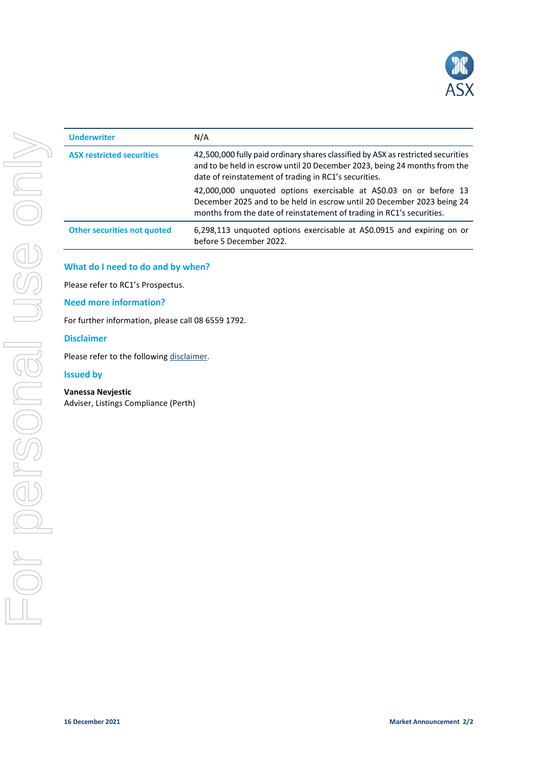| | |
|---|---|
| **Underwriter** | N/A |
| **ASX restricted securities** | 42,500,000 fully paid ordinary shares classified by ASX as restricted securities and to be held in escrow until 20 December 2023, being 24 months from the date of reinstatement of trading in RC1's securities.<br><br>42,000,000 unquoted options exercisable at A$0.03 on or before 13 December 2025 and to be held in escrow until 20 December 2023 being 24 months from the date of reinstatement of trading in RC1's securities. |
| **Other securities not quoted** | 6,298,113 unquoted options exercisable at A$0.0915 and expiring on or before 5 December 2022. |

## What do I need to do and by when?

Please refer to RC1's Prospectus.

## Need more information?

For further information, please call 08 6559 1792.

## Disclaimer

Please refer to the following disclaimer.

## Issued by

**Vanessa Nevjestic**
Adviser, Listings Compliance (Perth)

16 December 2021